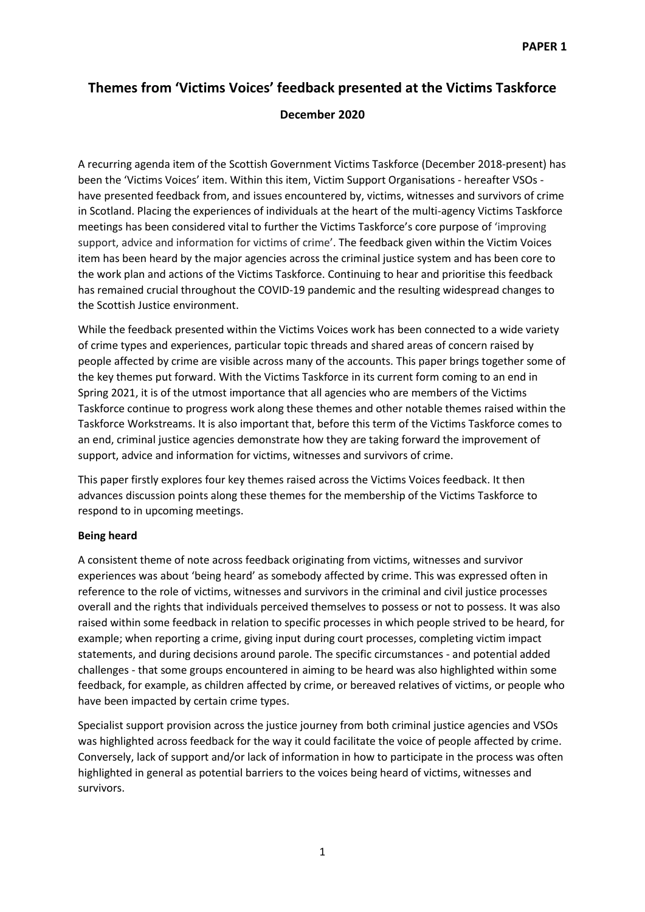**PAPER 1**

# Themes from 'Victims Voices' feedback presented at the Victims Taskforce

**December 2020**

A recurring agenda item of the Scottish Government Victims Taskforce (December 2018-present) has been the 'Victims Voices' item. Within this item, Victim Support Organisations - hereafter VSOs - have presented feedback from, and issues encountered by, victims, witnesses and survivors of crime in Scotland. Placing the experiences of individuals at the heart of the multi-agency Victims Taskforce meetings has been considered vital to further the Victims Taskforce's core purpose of 'improving support, advice and information for victims of crime'. The feedback given within the Victim Voices item has been heard by the major agencies across the criminal justice system and has been core to the work plan and actions of the Victims Taskforce. Continuing to hear and prioritise this feedback has remained crucial throughout the COVID-19 pandemic and the resulting widespread changes to the Scottish Justice environment.

While the feedback presented within the Victims Voices work has been connected to a wide variety of crime types and experiences, particular topic threads and shared areas of concern raised by people affected by crime are visible across many of the accounts. This paper brings together some of the key themes put forward. With the Victims Taskforce in its current form coming to an end in Spring 2021, it is of the utmost importance that all agencies who are members of the Victims Taskforce continue to progress work along these themes and other notable themes raised within the Taskforce Workstreams. It is also important that, before this term of the Victims Taskforce comes to an end, criminal justice agencies demonstrate how they are taking forward the improvement of support, advice and information for victims, witnesses and survivors of crime.

This paper firstly explores four key themes raised across the Victims Voices feedback. It then advances discussion points along these themes for the membership of the Victims Taskforce to respond to in upcoming meetings.

**Being heard**

A consistent theme of note across feedback originating from victims, witnesses and survivor experiences was about 'being heard' as somebody affected by crime. This was expressed often in reference to the role of victims, witnesses and survivors in the criminal and civil justice processes overall and the rights that individuals perceived themselves to possess or not to possess. It was also raised within some feedback in relation to specific processes in which people strived to be heard, for example; when reporting a crime, giving input during court processes, completing victim impact statements, and during decisions around parole. The specific circumstances - and potential added challenges - that some groups encountered in aiming to be heard was also highlighted within some feedback, for example, as children affected by crime, or bereaved relatives of victims, or people who have been impacted by certain crime types.

Specialist support provision across the justice journey from both criminal justice agencies and VSOs was highlighted across feedback for the way it could facilitate the voice of people affected by crime. Conversely, lack of support and/or lack of information in how to participate in the process was often highlighted in general as potential barriers to the voices being heard of victims, witnesses and survivors.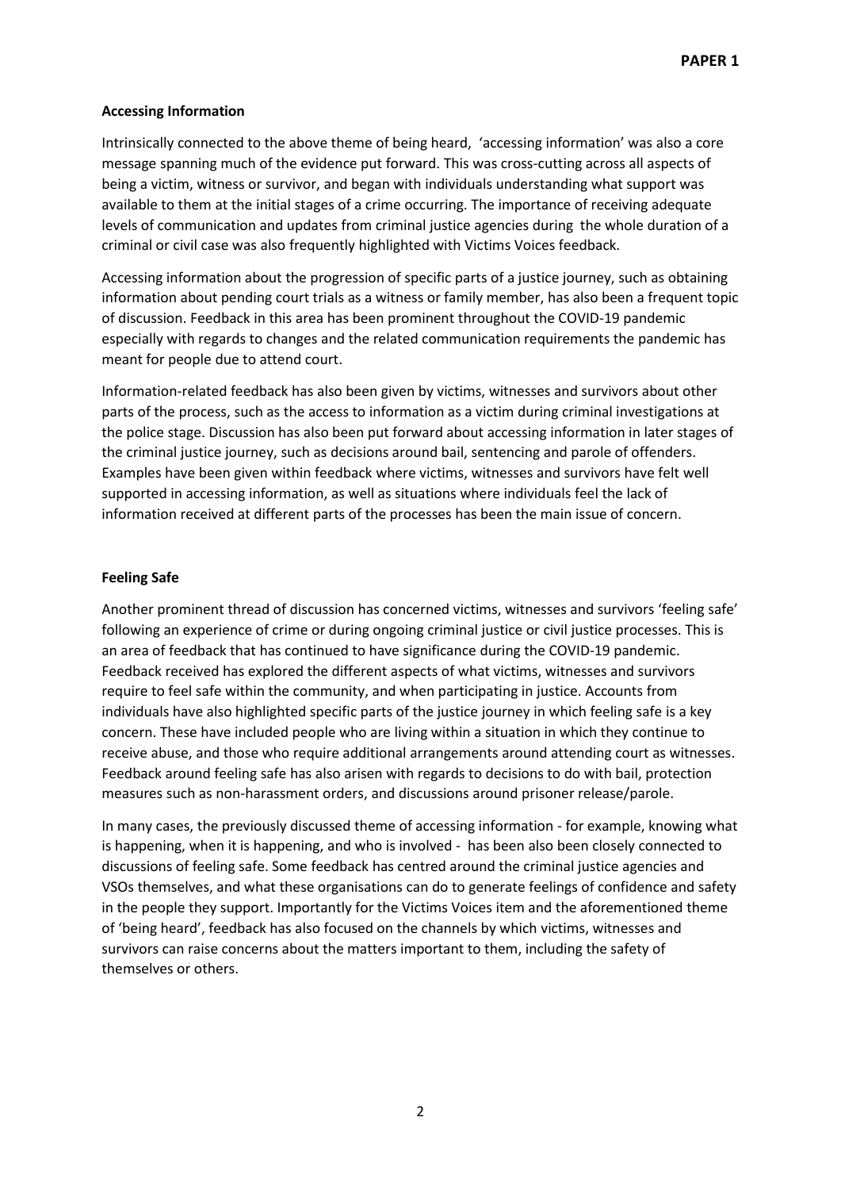**Accessing Information**

Intrinsically connected to the above theme of being heard, 'accessing information' was also a core message spanning much of the evidence put forward. This was cross-cutting across all aspects of being a victim, witness or survivor, and began with individuals understanding what support was available to them at the initial stages of a crime occurring. The importance of receiving adequate levels of communication and updates from criminal justice agencies during the whole duration of a criminal or civil case was also frequently highlighted with Victims Voices feedback.

Accessing information about the progression of specific parts of a justice journey, such as obtaining information about pending court trials as a witness or family member, has also been a frequent topic of discussion. Feedback in this area has been prominent throughout the COVID-19 pandemic especially with regards to changes and the related communication requirements the pandemic has meant for people due to attend court.

Information-related feedback has also been given by victims, witnesses and survivors about other parts of the process, such as the access to information as a victim during criminal investigations at the police stage. Discussion has also been put forward about accessing information in later stages of the criminal justice journey, such as decisions around bail, sentencing and parole of offenders. Examples have been given within feedback where victims, witnesses and survivors have felt well supported in accessing information, as well as situations where individuals feel the lack of information received at different parts of the processes has been the main issue of concern.

**Feeling Safe**

Another prominent thread of discussion has concerned victims, witnesses and survivors 'feeling safe' following an experience of crime or during ongoing criminal justice or civil justice processes. This is an area of feedback that has continued to have significance during the COVID-19 pandemic. Feedback received has explored the different aspects of what victims, witnesses and survivors require to feel safe within the community, and when participating in justice. Accounts from individuals have also highlighted specific parts of the justice journey in which feeling safe is a key concern. These have included people who are living within a situation in which they continue to receive abuse, and those who require additional arrangements around attending court as witnesses. Feedback around feeling safe has also arisen with regards to decisions to do with bail, protection measures such as non-harassment orders, and discussions around prisoner release/parole.

In many cases, the previously discussed theme of accessing information - for example, knowing what is happening, when it is happening, and who is involved - has been also been closely connected to discussions of feeling safe. Some feedback has centred around the criminal justice agencies and VSOs themselves, and what these organisations can do to generate feelings of confidence and safety in the people they support. Importantly for the Victims Voices item and the aforementioned theme of 'being heard', feedback has also focused on the channels by which victims, witnesses and survivors can raise concerns about the matters important to them, including the safety of themselves or others.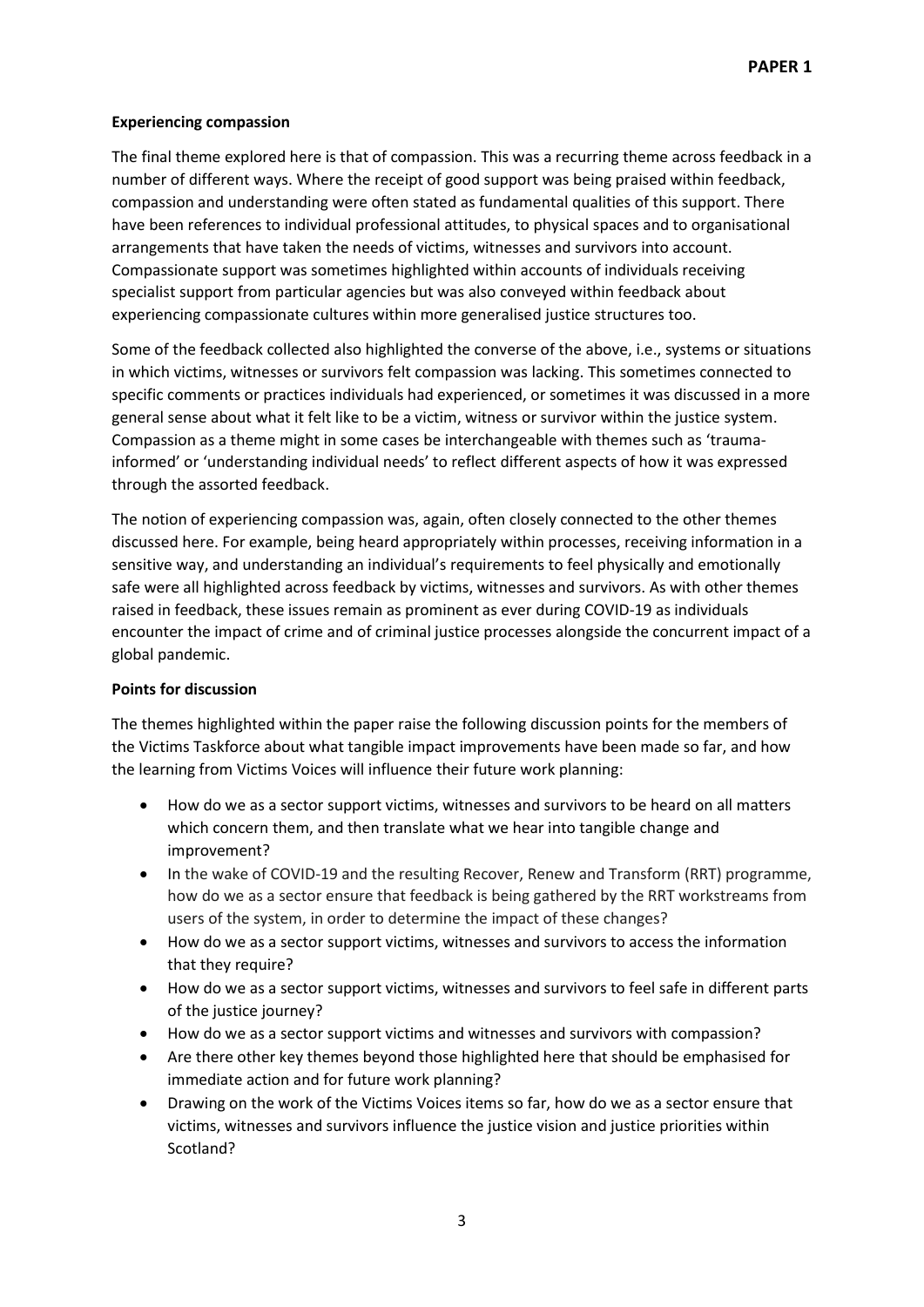**Experiencing compassion**

The final theme explored here is that of compassion. This was a recurring theme across feedback in a number of different ways. Where the receipt of good support was being praised within feedback, compassion and understanding were often stated as fundamental qualities of this support. There have been references to individual professional attitudes, to physical spaces and to organisational arrangements that have taken the needs of victims, witnesses and survivors into account. Compassionate support was sometimes highlighted within accounts of individuals receiving specialist support from particular agencies but was also conveyed within feedback about experiencing compassionate cultures within more generalised justice structures too.

Some of the feedback collected also highlighted the converse of the above, i.e., systems or situations in which victims, witnesses or survivors felt compassion was lacking. This sometimes connected to specific comments or practices individuals had experienced, or sometimes it was discussed in a more general sense about what it felt like to be a victim, witness or survivor within the justice system. Compassion as a theme might in some cases be interchangeable with themes such as 'trauma-informed' or 'understanding individual needs' to reflect different aspects of how it was expressed through the assorted feedback.

The notion of experiencing compassion was, again, often closely connected to the other themes discussed here. For example, being heard appropriately within processes, receiving information in a sensitive way, and understanding an individual's requirements to feel physically and emotionally safe were all highlighted across feedback by victims, witnesses and survivors. As with other themes raised in feedback, these issues remain as prominent as ever during COVID-19 as individuals encounter the impact of crime and of criminal justice processes alongside the concurrent impact of a global pandemic.

**Points for discussion**

The themes highlighted within the paper raise the following discussion points for the members of the Victims Taskforce about what tangible impact improvements have been made so far, and how the learning from Victims Voices will influence their future work planning:

- How do we as a sector support victims, witnesses and survivors to be heard on all matters which concern them, and then translate what we hear into tangible change and improvement?
- In the wake of COVID-19 and the resulting Recover, Renew and Transform (RRT) programme, how do we as a sector ensure that feedback is being gathered by the RRT workstreams from users of the system, in order to determine the impact of these changes?
- How do we as a sector support victims, witnesses and survivors to access the information that they require?
- How do we as a sector support victims, witnesses and survivors to feel safe in different parts of the justice journey?
- How do we as a sector support victims and witnesses and survivors with compassion?
- Are there other key themes beyond those highlighted here that should be emphasised for immediate action and for future work planning?
- Drawing on the work of the Victims Voices items so far, how do we as a sector ensure that victims, witnesses and survivors influence the justice vision and justice priorities within Scotland?